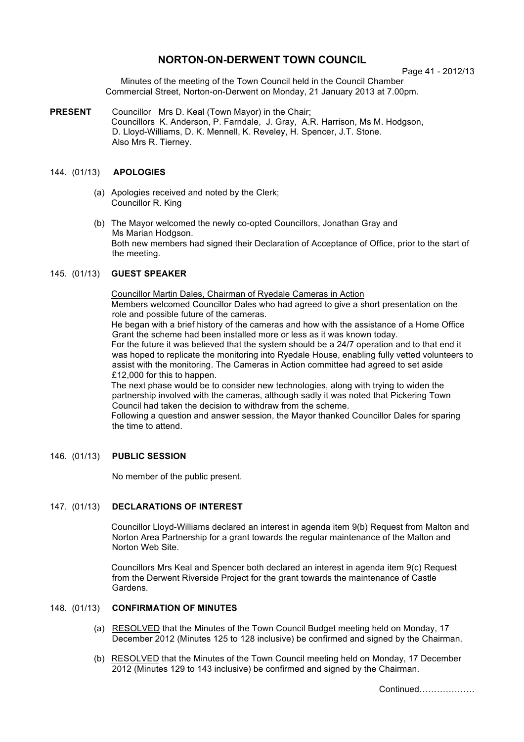# NORTON-ON-DERWENT TOWN COUNCIL

Minutes of the meeting of the Town Council held in the Council Chamber Commercial Street, Norton-on-Derwent on Monday, 21 January 2013 at 7.00pm.

**PRESENT** Councillor Mrs D. Keal (Town Mayor) in the Chair;
Councillors K. Anderson, P. Farndale, J. Gray, A.R. Harrison, Ms M. Hodgson, D. Lloyd-Williams, D. K. Mennell, K. Reveley, H. Spencer, J.T. Stone.
Also Mrs R. Tierney.

## 144. (01/13) APOLOGIES

(a) Apologies received and noted by the Clerk;
Councillor R. King

(b) The Mayor welcomed the newly co-opted Councillors, Jonathan Gray and Ms Marian Hodgson.
Both new members had signed their Declaration of Acceptance of Office, prior to the start of the meeting.

## 145. (01/13) GUEST SPEAKER

Councillor Martin Dales, Chairman of Ryedale Cameras in Action

Members welcomed Councillor Dales who had agreed to give a short presentation on the role and possible future of the cameras.

He began with a brief history of the cameras and how with the assistance of a Home Office Grant the scheme had been installed more or less as it was known today.

For the future it was believed that the system should be a 24/7 operation and to that end it was hoped to replicate the monitoring into Ryedale House, enabling fully vetted volunteers to assist with the monitoring. The Cameras in Action committee had agreed to set aside £12,000 for this to happen.

The next phase would be to consider new technologies, along with trying to widen the partnership involved with the cameras, although sadly it was noted that Pickering Town Council had taken the decision to withdraw from the scheme.

Following a question and answer session, the Mayor thanked Councillor Dales for sparing the time to attend.

## 146. (01/13) PUBLIC SESSION

No member of the public present.

## 147. (01/13) DECLARATIONS OF INTEREST

Councillor Lloyd-Williams declared an interest in agenda item 9(b) Request from Malton and Norton Area Partnership for a grant towards the regular maintenance of the Malton and Norton Web Site.

Councillors Mrs Keal and Spencer both declared an interest in agenda item 9(c) Request from the Derwent Riverside Project for the grant towards the maintenance of Castle Gardens.

## 148. (01/13) CONFIRMATION OF MINUTES

(a) RESOLVED that the Minutes of the Town Council Budget meeting held on Monday, 17 December 2012 (Minutes 125 to 128 inclusive) be confirmed and signed by the Chairman.

(b) RESOLVED that the Minutes of the Town Council meeting held on Monday, 17 December 2012 (Minutes 129 to 143 inclusive) be confirmed and signed by the Chairman.

Continued………………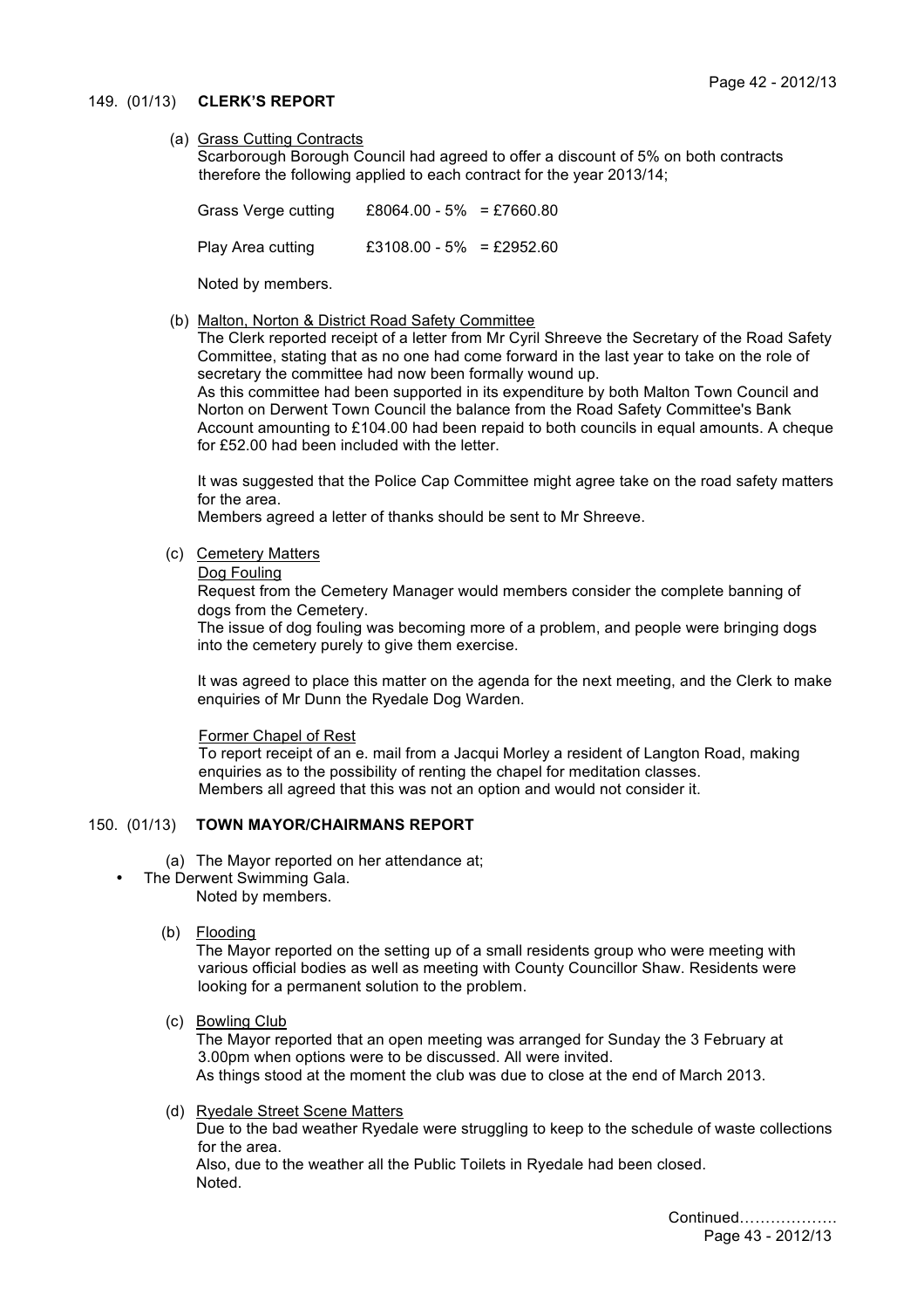## 149. (01/13) CLERK'S REPORT

(a) Grass Cutting Contracts

Scarborough Borough Council had agreed to offer a discount of 5% on both contracts therefore the following applied to each contract for the year 2013/14;

| | |
|---|---|
| Grass Verge cutting | £8064.00 - 5% = £7660.80 |
| Play Area cutting | £3108.00 - 5% = £2952.60 |

Noted by members.

(b) Malton, Norton & District Road Safety Committee

The Clerk reported receipt of a letter from Mr Cyril Shreeve the Secretary of the Road Safety Committee, stating that as no one had come forward in the last year to take on the role of secretary the committee had now been formally wound up.

As this committee had been supported in its expenditure by both Malton Town Council and Norton on Derwent Town Council the balance from the Road Safety Committee's Bank Account amounting to £104.00 had been repaid to both councils in equal amounts. A cheque for £52.00 had been included with the letter.

It was suggested that the Police Cap Committee might agree take on the road safety matters for the area.

Members agreed a letter of thanks should be sent to Mr Shreeve.

(c) Cemetery Matters

Dog Fouling

Request from the Cemetery Manager would members consider the complete banning of dogs from the Cemetery.

The issue of dog fouling was becoming more of a problem, and people were bringing dogs into the cemetery purely to give them exercise.

It was agreed to place this matter on the agenda for the next meeting, and the Clerk to make enquiries of Mr Dunn the Ryedale Dog Warden.

Former Chapel of Rest

To report receipt of an e. mail from a Jacqui Morley a resident of Langton Road, making enquiries as to the possibility of renting the chapel for meditation classes.

Members all agreed that this was not an option and would not consider it.

## 150. (01/13) TOWN MAYOR/CHAIRMANS REPORT

(a) The Mayor reported on her attendance at;

- The Derwent Swimming Gala.

Noted by members.

(b) Flooding

The Mayor reported on the setting up of a small residents group who were meeting with various official bodies as well as meeting with County Councillor Shaw. Residents were looking for a permanent solution to the problem.

(c) Bowling Club

The Mayor reported that an open meeting was arranged for Sunday the 3 February at 3.00pm when options were to be discussed. All were invited.

As things stood at the moment the club was due to close at the end of March 2013.

(d) Ryedale Street Scene Matters

Due to the bad weather Ryedale were struggling to keep to the schedule of waste collections for the area.

Also, due to the weather all the Public Toilets in Ryedale had been closed.

Noted.

Continued………………

Page 43 - 2012/13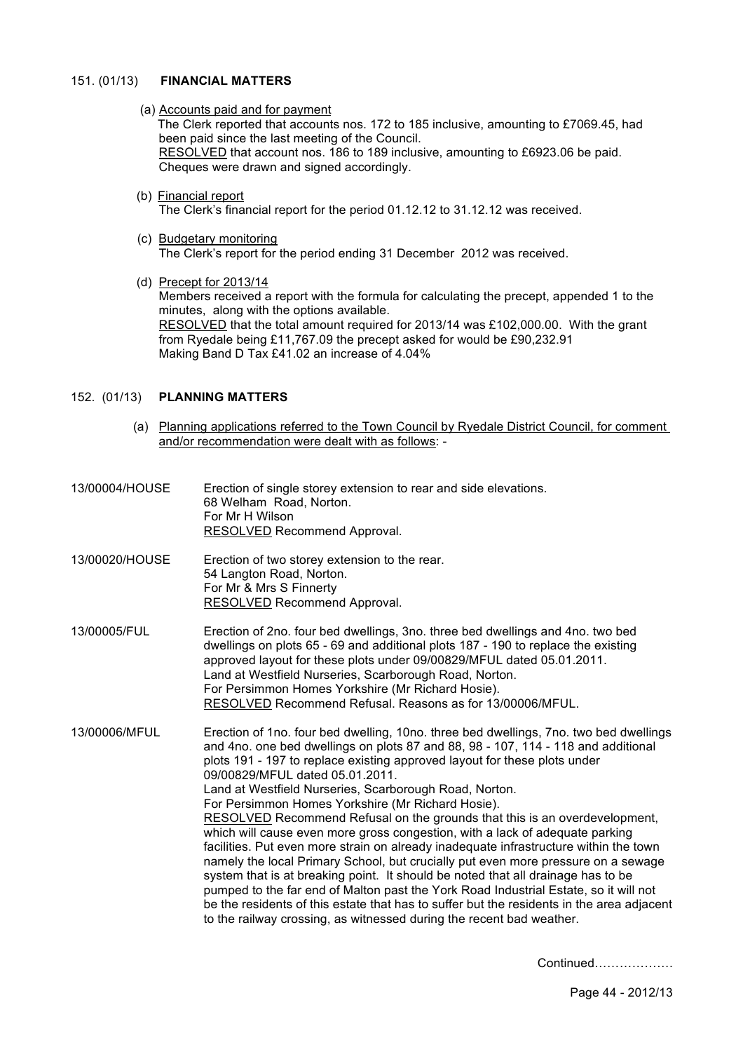## 151. (01/13) FINANCIAL MATTERS

(a) Accounts paid and for payment

The Clerk reported that accounts nos. 172 to 185 inclusive, amounting to £7069.45, had been paid since the last meeting of the Council.

RESOLVED that account nos. 186 to 189 inclusive, amounting to £6923.06 be paid. Cheques were drawn and signed accordingly.

(b) Financial report

The Clerk's financial report for the period 01.12.12 to 31.12.12 was received.

(c) Budgetary monitoring

The Clerk's report for the period ending 31 December 2012 was received.

(d) Precept for 2013/14

Members received a report with the formula for calculating the precept, appended 1 to the minutes, along with the options available.

RESOLVED that the total amount required for 2013/14 was £102,000.00. With the grant from Ryedale being £11,767.09 the precept asked for would be £90,232.91
Making Band D Tax £41.02 an increase of 4.04%

## 152. (01/13) PLANNING MATTERS

(a) Planning applications referred to the Town Council by Ryedale District Council, for comment and/or recommendation were dealt with as follows: -

**13/00004/HOUSE**
Erection of single storey extension to rear and side elevations.
68 Welham Road, Norton.
For Mr H Wilson
RESOLVED Recommend Approval.

**13/00020/HOUSE**
Erection of two storey extension to the rear.
54 Langton Road, Norton.
For Mr & Mrs S Finnerty
RESOLVED Recommend Approval.

**13/00005/FUL**
Erection of 2no. four bed dwellings, 3no. three bed dwellings and 4no. two bed dwellings on plots 65 - 69 and additional plots 187 - 190 to replace the existing approved layout for these plots under 09/00829/MFUL dated 05.01.2011.
Land at Westfield Nurseries, Scarborough Road, Norton.
For Persimmon Homes Yorkshire (Mr Richard Hosie).
RESOLVED Recommend Refusal. Reasons as for 13/00006/MFUL.

**13/00006/MFUL**
Erection of 1no. four bed dwelling, 10no. three bed dwellings, 7no. two bed dwellings and 4no. one bed dwellings on plots 87 and 88, 98 - 107, 114 - 118 and additional plots 191 - 197 to replace existing approved layout for these plots under 09/00829/MFUL dated 05.01.2011.
Land at Westfield Nurseries, Scarborough Road, Norton.
For Persimmon Homes Yorkshire (Mr Richard Hosie).
RESOLVED Recommend Refusal on the grounds that this is an overdevelopment, which will cause even more gross congestion, with a lack of adequate parking facilities. Put even more strain on already inadequate infrastructure within the town namely the local Primary School, but crucially put even more pressure on a sewage system that is at breaking point. It should be noted that all drainage has to be pumped to the far end of Malton past the York Road Industrial Estate, so it will not be the residents of this estate that has to suffer but the residents in the area adjacent to the railway crossing, as witnessed during the recent bad weather.

Continued………………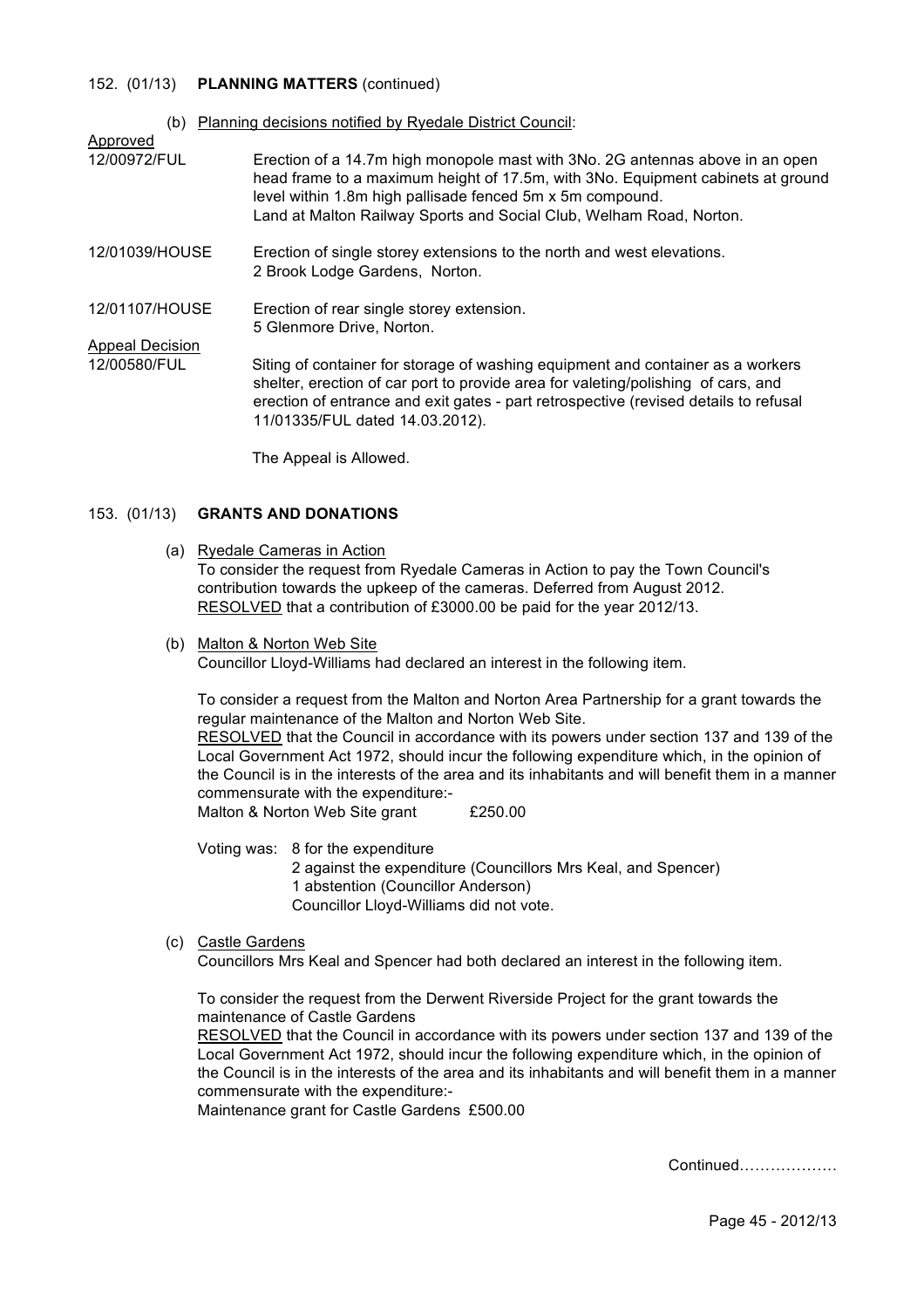152. (01/13) **PLANNING MATTERS** (continued)

(b) Planning decisions notified by Ryedale District Council:

Approved

12/00972/FUL — Erection of a 14.7m high monopole mast with 3No. 2G antennas above in an open head frame to a maximum height of 17.5m, with 3No. Equipment cabinets at ground level within 1.8m high pallisade fenced 5m x 5m compound.
Land at Malton Railway Sports and Social Club, Welham Road, Norton.

12/01039/HOUSE — Erection of single storey extensions to the north and west elevations.
2 Brook Lodge Gardens, Norton.

12/01107/HOUSE — Erection of rear single storey extension.
5 Glenmore Drive, Norton.

Appeal Decision

12/00580/FUL — Siting of container for storage of washing equipment and container as a workers shelter, erection of car port to provide area for valeting/polishing of cars, and erection of entrance and exit gates - part retrospective (revised details to refusal 11/01335/FUL dated 14.03.2012).

The Appeal is Allowed.

153. (01/13) **GRANTS AND DONATIONS**

(a) Ryedale Cameras in Action

To consider the request from Ryedale Cameras in Action to pay the Town Council's contribution towards the upkeep of the cameras. Deferred from August 2012.
RESOLVED that a contribution of £3000.00 be paid for the year 2012/13.

(b) Malton & Norton Web Site

Councillor Lloyd-Williams had declared an interest in the following item.

To consider a request from the Malton and Norton Area Partnership for a grant towards the regular maintenance of the Malton and Norton Web Site.
RESOLVED that the Council in accordance with its powers under section 137 and 139 of the Local Government Act 1972, should incur the following expenditure which, in the opinion of the Council is in the interests of the area and its inhabitants and will benefit them in a manner commensurate with the expenditure:-
Malton & Norton Web Site grant £250.00

Voting was: 8 for the expenditure
2 against the expenditure (Councillors Mrs Keal, and Spencer)
1 abstention (Councillor Anderson)
Councillor Lloyd-Williams did not vote.

(c) Castle Gardens

Councillors Mrs Keal and Spencer had both declared an interest in the following item.

To consider the request from the Derwent Riverside Project for the grant towards the maintenance of Castle Gardens
RESOLVED that the Council in accordance with its powers under section 137 and 139 of the Local Government Act 1972, should incur the following expenditure which, in the opinion of the Council is in the interests of the area and its inhabitants and will benefit them in a manner commensurate with the expenditure:-
Maintenance grant for Castle Gardens £500.00

Continued………………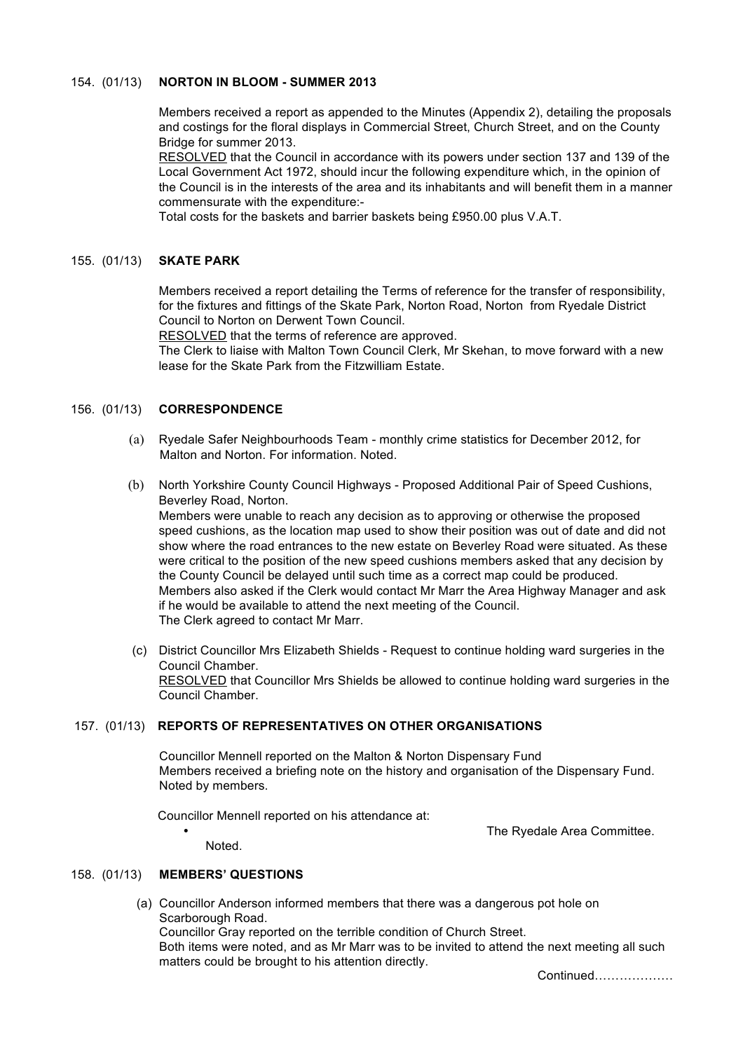154. (01/13) **NORTON IN BLOOM - SUMMER 2013**

Members received a report as appended to the Minutes (Appendix 2), detailing the proposals and costings for the floral displays in Commercial Street, Church Street, and on the County Bridge for summer 2013.

RESOLVED that the Council in accordance with its powers under section 137 and 139 of the Local Government Act 1972, should incur the following expenditure which, in the opinion of the Council is in the interests of the area and its inhabitants and will benefit them in a manner commensurate with the expenditure:-

Total costs for the baskets and barrier baskets being £950.00 plus V.A.T.

155. (01/13) **SKATE PARK**

Members received a report detailing the Terms of reference for the transfer of responsibility, for the fixtures and fittings of the Skate Park, Norton Road, Norton from Ryedale District Council to Norton on Derwent Town Council.

RESOLVED that the terms of reference are approved.

The Clerk to liaise with Malton Town Council Clerk, Mr Skehan, to move forward with a new lease for the Skate Park from the Fitzwilliam Estate.

156. (01/13) **CORRESPONDENCE**

(a) Ryedale Safer Neighbourhoods Team - monthly crime statistics for December 2012, for Malton and Norton. For information. Noted.

(b) North Yorkshire County Council Highways - Proposed Additional Pair of Speed Cushions, Beverley Road, Norton.
Members were unable to reach any decision as to approving or otherwise the proposed speed cushions, as the location map used to show their position was out of date and did not show where the road entrances to the new estate on Beverley Road were situated. As these were critical to the position of the new speed cushions members asked that any decision by the County Council be delayed until such time as a correct map could be produced.
Members also asked if the Clerk would contact Mr Marr the Area Highway Manager and ask if he would be available to attend the next meeting of the Council.
The Clerk agreed to contact Mr Marr.

(c) District Councillor Mrs Elizabeth Shields - Request to continue holding ward surgeries in the Council Chamber.
RESOLVED that Councillor Mrs Shields be allowed to continue holding ward surgeries in the Council Chamber.

157. (01/13) **REPORTS OF REPRESENTATIVES ON OTHER ORGANISATIONS**

Councillor Mennell reported on the Malton & Norton Dispensary Fund
Members received a briefing note on the history and organisation of the Dispensary Fund.
Noted by members.

Councillor Mennell reported on his attendance at:

- The Ryedale Area Committee.

Noted.

158. (01/13) **MEMBERS' QUESTIONS**

(a) Councillor Anderson informed members that there was a dangerous pot hole on Scarborough Road.
Councillor Gray reported on the terrible condition of Church Street.
Both items were noted, and as Mr Marr was to be invited to attend the next meeting all such matters could be brought to his attention directly.

Continued………………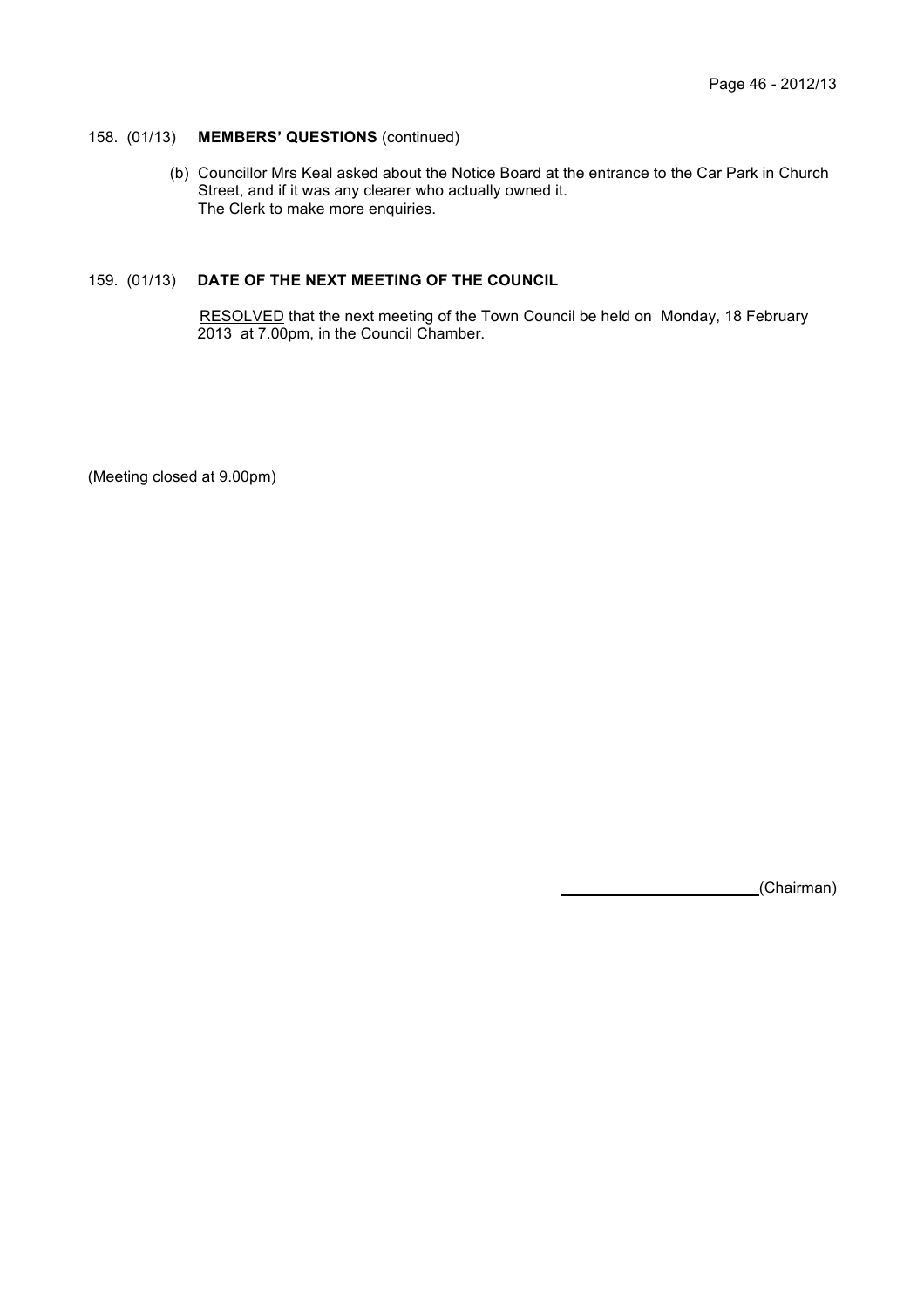## 158. (01/13) **MEMBERS' QUESTIONS** (continued)

(b) Councillor Mrs Keal asked about the Notice Board at the entrance to the Car Park in Church Street, and if it was any clearer who actually owned it.
The Clerk to make more enquiries.

## 159. (01/13) **DATE OF THE NEXT MEETING OF THE COUNCIL**

RESOLVED that the next meeting of the Town Council be held on Monday, 18 February 2013 at 7.00pm, in the Council Chamber.

(Meeting closed at 9.00pm)

\_\_\_\_\_\_\_\_\_\_\_\_\_\_\_\_\_\_\_\_\_\_\_\_(Chairman)